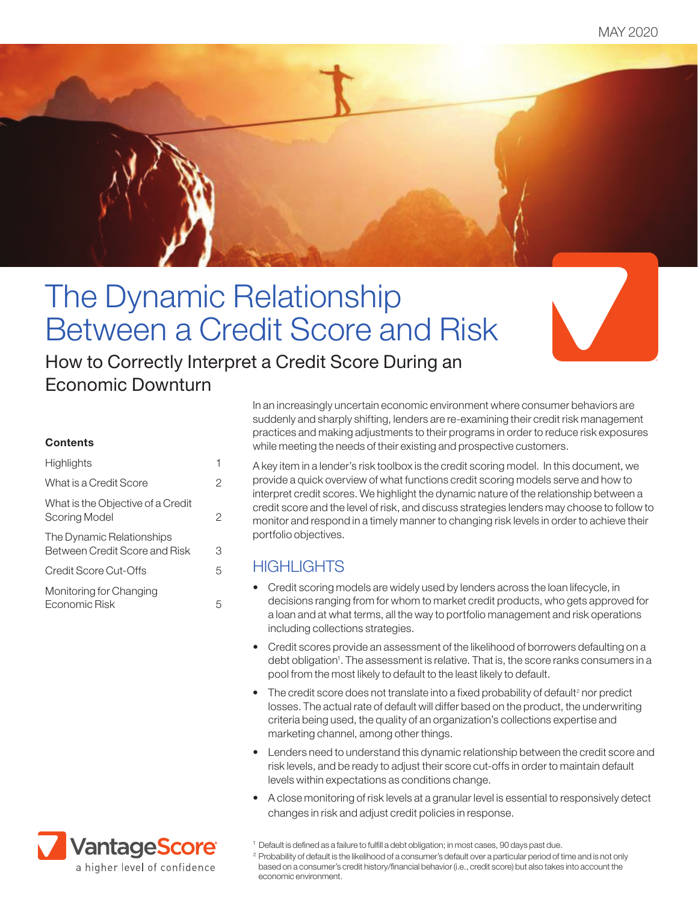MAY 2020

# The Dynamic Relationship Between a Credit Score and Risk

## How to Correctly Interpret a Credit Score During an Economic Downturn

**Contents**

| | |
|---|---|
| Highlights | 1 |
| What is a Credit Score | 2 |
| What is the Objective of a Credit Scoring Model | 2 |
| The Dynamic Relationships Between Credit Score and Risk | 3 |
| Credit Score Cut-Offs | 5 |
| Monitoring for Changing Economic Risk | 5 |

In an increasingly uncertain economic environment where consumer behaviors are suddenly and sharply shifting, lenders are re-examining their credit risk management practices and making adjustments to their programs in order to reduce risk exposures while meeting the needs of their existing and prospective customers.

A key item in a lender's risk toolbox is the credit scoring model. In this document, we provide a quick overview of what functions credit scoring models serve and how to interpret credit scores. We highlight the dynamic nature of the relationship between a credit score and the level of risk, and discuss strategies lenders may choose to follow to monitor and respond in a timely manner to changing risk levels in order to achieve their portfolio objectives.

## HIGHLIGHTS

- Credit scoring models are widely used by lenders across the loan lifecycle, in decisions ranging from for whom to market credit products, who gets approved for a loan and at what terms, all the way to portfolio management and risk operations including collections strategies.
- Credit scores provide an assessment of the likelihood of borrowers defaulting on a debt obligation[1]. The assessment is relative. That is, the score ranks consumers in a pool from the most likely to default to the least likely to default.
- The credit score does not translate into a fixed probability of default[2] nor predict losses. The actual rate of default will differ based on the product, the underwriting criteria being used, the quality of an organization's collections expertise and marketing channel, among other things.
- Lenders need to understand this dynamic relationship between the credit score and risk levels, and be ready to adjust their score cut-offs in order to maintain default levels within expectations as conditions change.
- A close monitoring of risk levels at a granular level is essential to responsively detect changes in risk and adjust credit policies in response.

VantageScore
a higher level of confidence

[1] Default is defined as a failure to fulfill a debt obligation; in most cases, 90 days past due.

[2] Probability of default is the likelihood of a consumer's default over a particular period of time and is not only based on a consumer's credit history/financial behavior (i.e., credit score) but also takes into account the economic environment.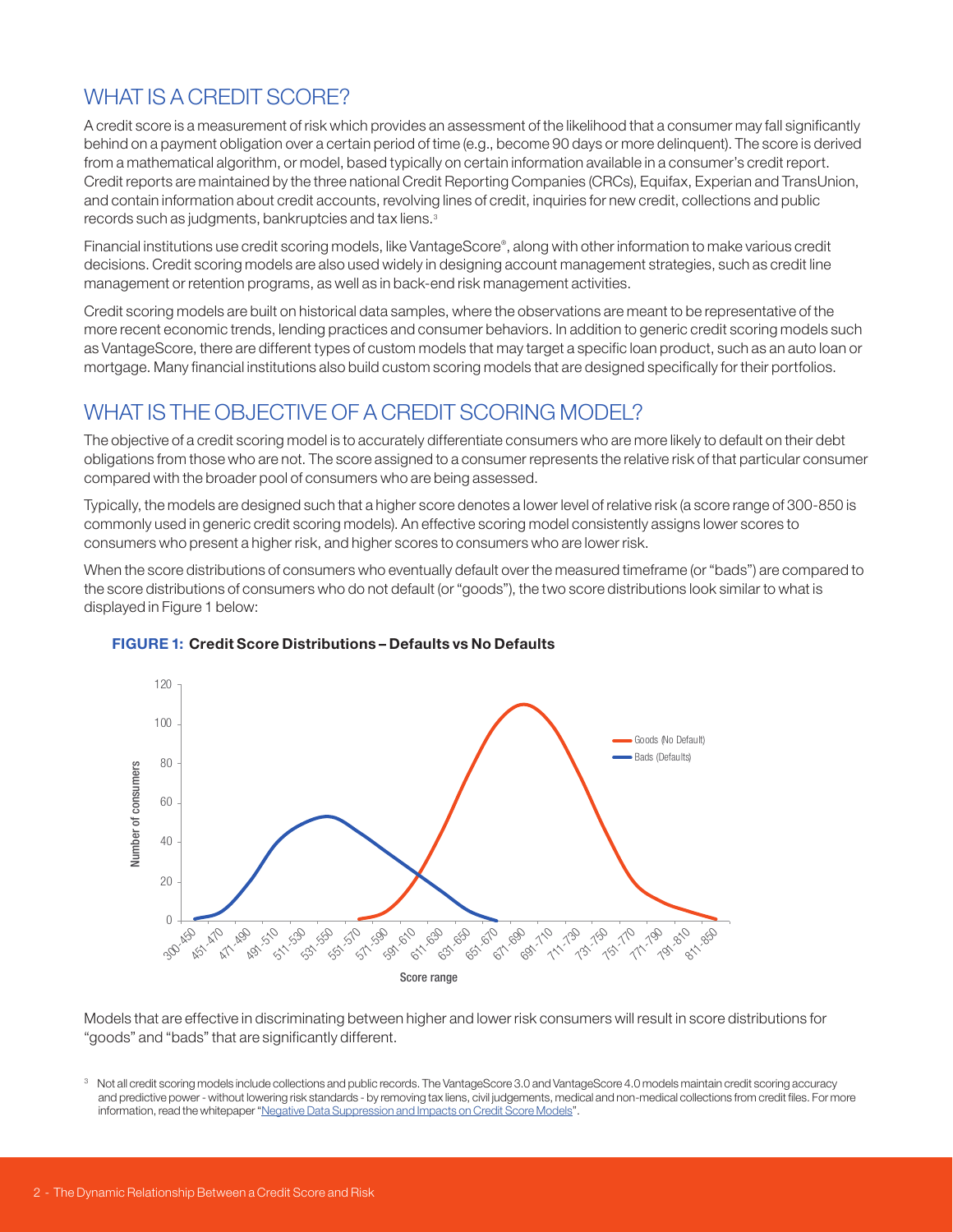## WHAT IS A CREDIT SCORE?

A credit score is a measurement of risk which provides an assessment of the likelihood that a consumer may fall significantly behind on a payment obligation over a certain period of time (e.g., become 90 days or more delinquent). The score is derived from a mathematical algorithm, or model, based typically on certain information available in a consumer's credit report. Credit reports are maintained by the three national Credit Reporting Companies (CRCs), Equifax, Experian and TransUnion, and contain information about credit accounts, revolving lines of credit, inquiries for new credit, collections and public records such as judgments, bankruptcies and tax liens.[3]

Financial institutions use credit scoring models, like VantageScore®, along with other information to make various credit decisions. Credit scoring models are also used widely in designing account management strategies, such as credit line management or retention programs, as well as in back-end risk management activities.

Credit scoring models are built on historical data samples, where the observations are meant to be representative of the more recent economic trends, lending practices and consumer behaviors. In addition to generic credit scoring models such as VantageScore, there are different types of custom models that may target a specific loan product, such as an auto loan or mortgage. Many financial institutions also build custom scoring models that are designed specifically for their portfolios.

## WHAT IS THE OBJECTIVE OF A CREDIT SCORING MODEL?

The objective of a credit scoring model is to accurately differentiate consumers who are more likely to default on their debt obligations from those who are not. The score assigned to a consumer represents the relative risk of that particular consumer compared with the broader pool of consumers who are being assessed.

Typically, the models are designed such that a higher score denotes a lower level of relative risk (a score range of 300-850 is commonly used in generic credit scoring models). An effective scoring model consistently assigns lower scores to consumers who present a higher risk, and higher scores to consumers who are lower risk.

When the score distributions of consumers who eventually default over the measured timeframe (or "bads") are compared to the score distributions of consumers who do not default (or "goods"), the two score distributions look similar to what is displayed in Figure 1 below:

**FIGURE 1: Credit Score Distributions – Defaults vs No Defaults**

Models that are effective in discriminating between higher and lower risk consumers will result in score distributions for "goods" and "bads" that are significantly different.

[3] Not all credit scoring models include collections and public records. The VantageScore 3.0 and VantageScore 4.0 models maintain credit scoring accuracy and predictive power - without lowering risk standards - by removing tax liens, civil judgements, medical and non-medical collections from credit files. For more information, read the whitepaper "Negative Data Suppression and Impacts on Credit Score Models".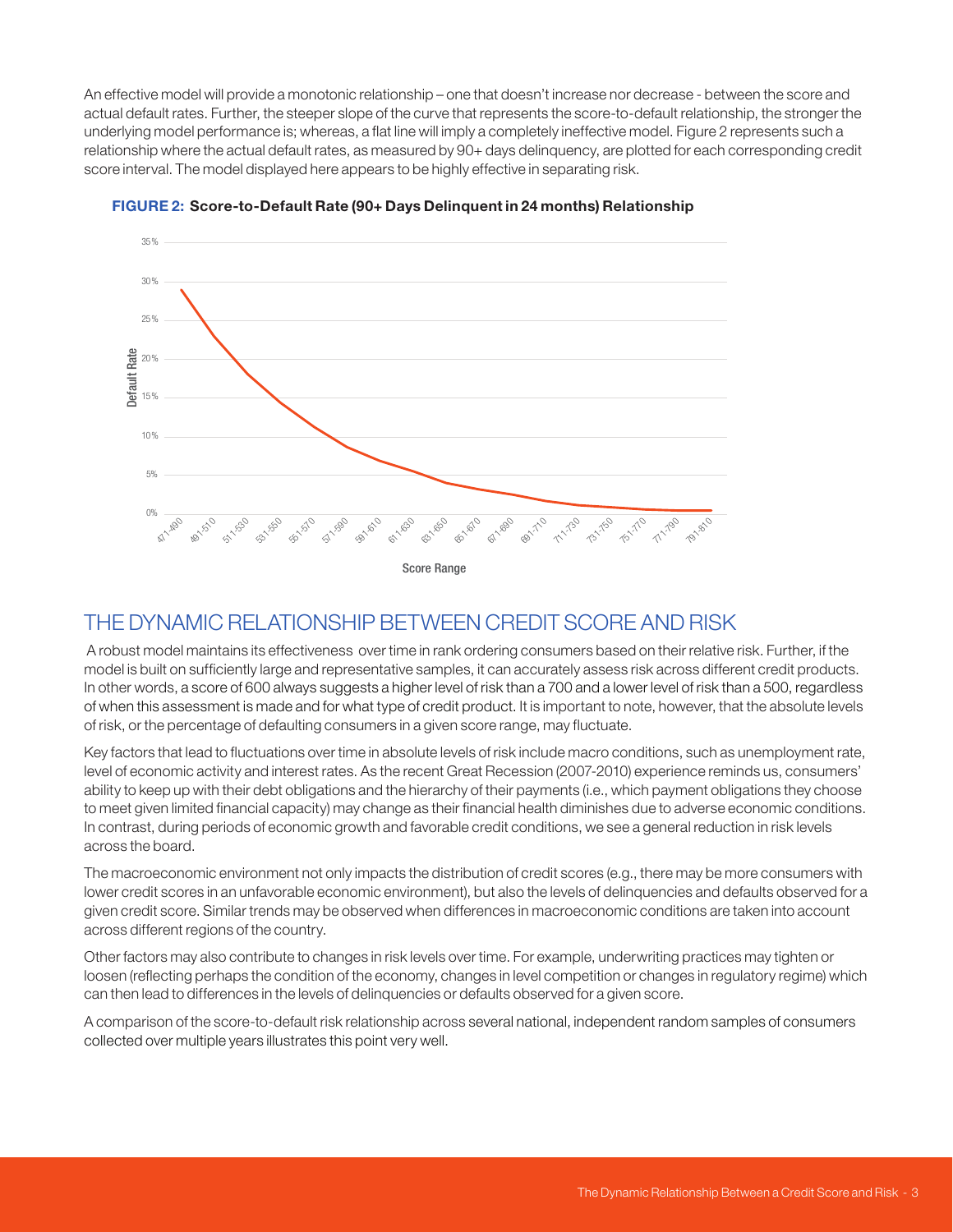An effective model will provide a monotonic relationship – one that doesn't increase nor decrease - between the score and actual default rates. Further, the steeper slope of the curve that represents the score-to-default relationship, the stronger the underlying model performance is; whereas, a flat line will imply a completely ineffective model. Figure 2 represents such a relationship where the actual default rates, as measured by 90+ days delinquency, are plotted for each corresponding credit score interval. The model displayed here appears to be highly effective in separating risk.

**FIGURE 2: Score-to-Default Rate (90+ Days Delinquent in 24 months) Relationship**

## THE DYNAMIC RELATIONSHIP BETWEEN CREDIT SCORE AND RISK

A robust model maintains its effectiveness over time in rank ordering consumers based on their relative risk. Further, if the model is built on sufficiently large and representative samples, it can accurately assess risk across different credit products. In other words, a score of 600 always suggests a higher level of risk than a 700 and a lower level of risk than a 500, regardless of when this assessment is made and for what type of credit product. It is important to note, however, that the absolute levels of risk, or the percentage of defaulting consumers in a given score range, may fluctuate.

Key factors that lead to fluctuations over time in absolute levels of risk include macro conditions, such as unemployment rate, level of economic activity and interest rates. As the recent Great Recession (2007-2010) experience reminds us, consumers' ability to keep up with their debt obligations and the hierarchy of their payments (i.e., which payment obligations they choose to meet given limited financial capacity) may change as their financial health diminishes due to adverse economic conditions. In contrast, during periods of economic growth and favorable credit conditions, we see a general reduction in risk levels across the board.

The macroeconomic environment not only impacts the distribution of credit scores (e.g., there may be more consumers with lower credit scores in an unfavorable economic environment), but also the levels of delinquencies and defaults observed for a given credit score. Similar trends may be observed when differences in macroeconomic conditions are taken into account across different regions of the country.

Other factors may also contribute to changes in risk levels over time. For example, underwriting practices may tighten or loosen (reflecting perhaps the condition of the economy, changes in level competition or changes in regulatory regime) which can then lead to differences in the levels of delinquencies or defaults observed for a given score.

A comparison of the score-to-default risk relationship across several national, independent random samples of consumers collected over multiple years illustrates this point very well.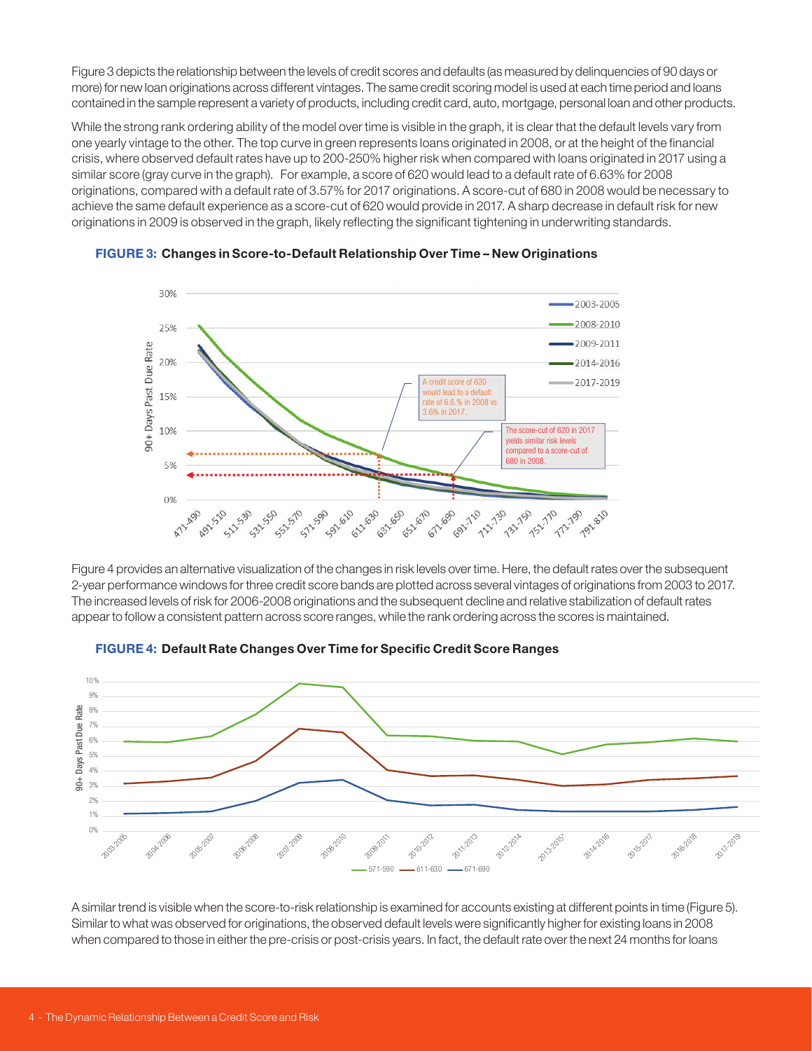Figure 3 depicts the relationship between the levels of credit scores and defaults (as measured by delinquencies of 90 days or more) for new loan originations across different vintages. The same credit scoring model is used at each time period and loans contained in the sample represent a variety of products, including credit card, auto, mortgage, personal loan and other products.

While the strong rank ordering ability of the model over time is visible in the graph, it is clear that the default levels vary from one yearly vintage to the other. The top curve in green represents loans originated in 2008, or at the height of the financial crisis, where observed default rates have up to 200-250% higher risk when compared with loans originated in 2017 using a similar score (gray curve in the graph). For example, a score of 620 would lead to a default rate of 6.63% for 2008 originations, compared with a default rate of 3.57% for 2017 originations. A score-cut of 680 in 2008 would be necessary to achieve the same default experience as a score-cut of 620 would provide in 2017. A sharp decrease in default risk for new originations in 2009 is observed in the graph, likely reflecting the significant tightening in underwriting standards.

**FIGURE 3: Changes in Score-to-Default Relationship Over Time – New Originations**

Figure 4 provides an alternative visualization of the changes in risk levels over time. Here, the default rates over the subsequent 2-year performance windows for three credit score bands are plotted across several vintages of originations from 2003 to 2017. The increased levels of risk for 2006-2008 originations and the subsequent decline and relative stabilization of default rates appear to follow a consistent pattern across score ranges, while the rank ordering across the scores is maintained.

**FIGURE 4: Default Rate Changes Over Time for Specific Credit Score Ranges**

A similar trend is visible when the score-to-risk relationship is examined for accounts existing at different points in time (Figure 5). Similar to what was observed for originations, the observed default levels were significantly higher for existing loans in 2008 when compared to those in either the pre-crisis or post-crisis years. In fact, the default rate over the next 24 months for loans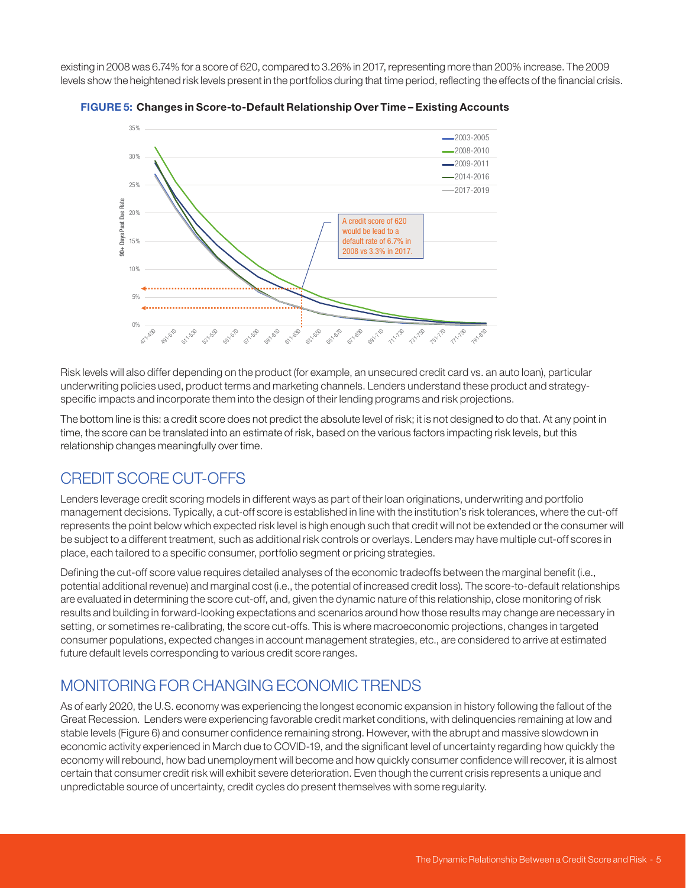existing in 2008 was 6.74% for a score of 620, compared to 3.26% in 2017, representing more than 200% increase. The 2009 levels show the heightened risk levels present in the portfolios during that time period, reflecting the effects of the financial crisis.

**FIGURE 5: Changes in Score-to-Default Relationship Over Time – Existing Accounts**

Risk levels will also differ depending on the product (for example, an unsecured credit card vs. an auto loan), particular underwriting policies used, product terms and marketing channels. Lenders understand these product and strategy-specific impacts and incorporate them into the design of their lending programs and risk projections.

The bottom line is this: a credit score does not predict the absolute level of risk; it is not designed to do that. At any point in time, the score can be translated into an estimate of risk, based on the various factors impacting risk levels, but this relationship changes meaningfully over time.

## CREDIT SCORE CUT-OFFS

Lenders leverage credit scoring models in different ways as part of their loan originations, underwriting and portfolio management decisions. Typically, a cut-off score is established in line with the institution's risk tolerances, where the cut-off represents the point below which expected risk level is high enough such that credit will not be extended or the consumer will be subject to a different treatment, such as additional risk controls or overlays. Lenders may have multiple cut-off scores in place, each tailored to a specific consumer, portfolio segment or pricing strategies.

Defining the cut-off score value requires detailed analyses of the economic tradeoffs between the marginal benefit (i.e., potential additional revenue) and marginal cost (i.e., the potential of increased credit loss). The score-to-default relationships are evaluated in determining the score cut-off, and, given the dynamic nature of this relationship, close monitoring of risk results and building in forward-looking expectations and scenarios around how those results may change are necessary in setting, or sometimes re-calibrating, the score cut-offs. This is where macroeconomic projections, changes in targeted consumer populations, expected changes in account management strategies, etc., are considered to arrive at estimated future default levels corresponding to various credit score ranges.

## MONITORING FOR CHANGING ECONOMIC TRENDS

As of early 2020, the U.S. economy was experiencing the longest economic expansion in history following the fallout of the Great Recession. Lenders were experiencing favorable credit market conditions, with delinquencies remaining at low and stable levels (Figure 6) and consumer confidence remaining strong. However, with the abrupt and massive slowdown in economic activity experienced in March due to COVID-19, and the significant level of uncertainty regarding how quickly the economy will rebound, how bad unemployment will become and how quickly consumer confidence will recover, it is almost certain that consumer credit risk will exhibit severe deterioration. Even though the current crisis represents a unique and unpredictable source of uncertainty, credit cycles do present themselves with some regularity.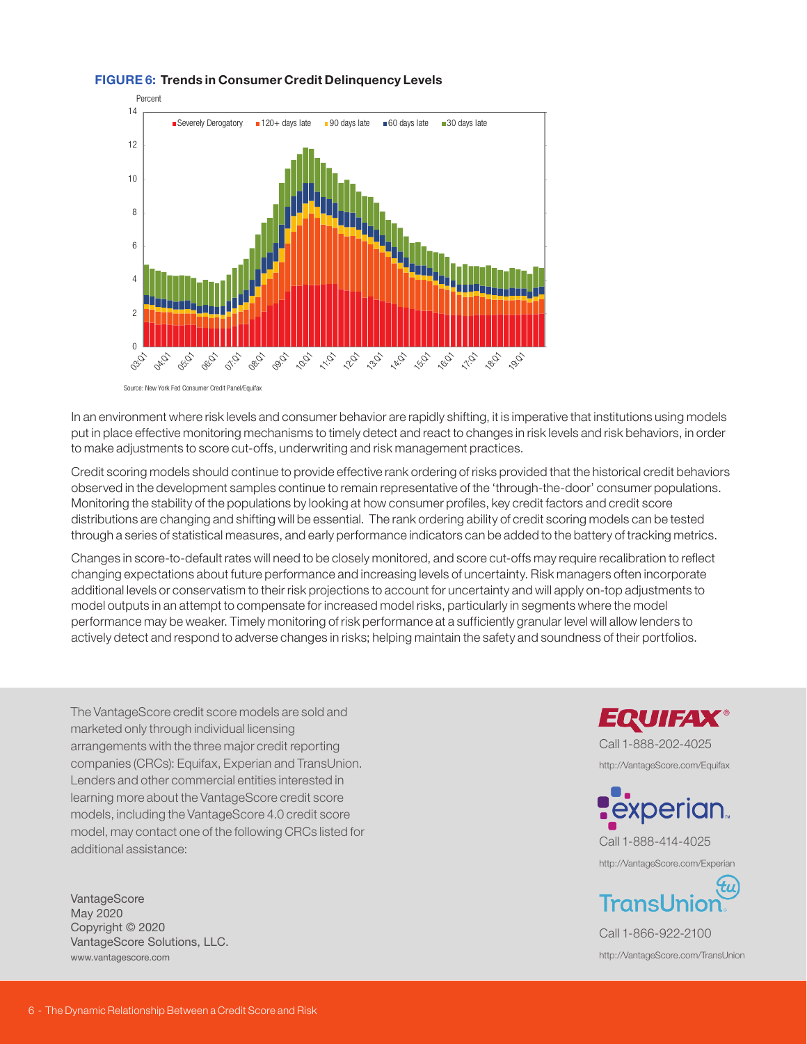**FIGURE 6: Trends in Consumer Credit Delinquency Levels**

Percent

14
12
10
8
6
4
2
0

Severely Derogatory
120+ days late
90 days late
60 days late
30 days late

03:Q1
04:Q1
05:Q1
06:Q1
07:Q1
08:Q1
09:Q1
10:Q1
11:Q1
12:Q1
13:Q1
14:Q1
15:Q1
16:Q1
17:Q1
18:Q1
19:Q1

Source: New York Fed Consumer Credit Panel/Equifax

In an environment where risk levels and consumer behavior are rapidly shifting, it is imperative that institutions using models put in place effective monitoring mechanisms to timely detect and react to changes in risk levels and risk behaviors, in order to make adjustments to score cut-offs, underwriting and risk management practices.

Credit scoring models should continue to provide effective rank ordering of risks provided that the historical credit behaviors observed in the development samples continue to remain representative of the 'through-the-door' consumer populations. Monitoring the stability of the populations by looking at how consumer profiles, key credit factors and credit score distributions are changing and shifting will be essential. The rank ordering ability of credit scoring models can be tested through a series of statistical measures, and early performance indicators can be added to the battery of tracking metrics.

Changes in score-to-default rates will need to be closely monitored, and score cut-offs may require recalibration to reflect changing expectations about future performance and increasing levels of uncertainty. Risk managers often incorporate additional levels or conservatism to their risk projections to account for uncertainty and will apply on-top adjustments to model outputs in an attempt to compensate for increased model risks, particularly in segments where the model performance may be weaker. Timely monitoring of risk performance at a sufficiently granular level will allow lenders to actively detect and respond to adverse changes in risks; helping maintain the safety and soundness of their portfolios.

The VantageScore credit score models are sold and marketed only through individual licensing arrangements with the three major credit reporting companies (CRCs): Equifax, Experian and TransUnion. Lenders and other commercial entities interested in learning more about the VantageScore credit score models, including the VantageScore 4.0 credit score model, may contact one of the following CRCs listed for additional assistance:

VantageScore
May 2020
Copyright © 2020
VantageScore Solutions, LLC.
www.vantagescore.com

EQUIFAX®
Call 1-888-202-4025
http://VantageScore.com/Equifax

experian™
Call 1-888-414-4025
http://VantageScore.com/Experian

TransUnion
Call 1-866-922-2100
http://VantageScore.com/TransUnion